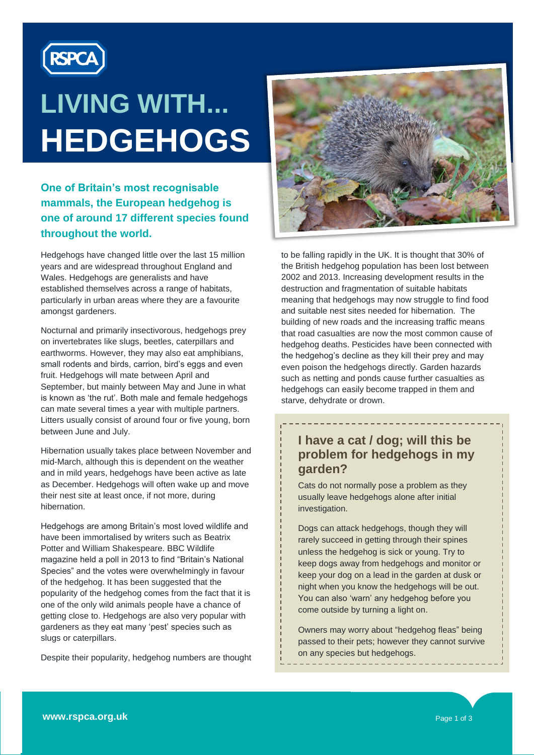RSPCA

# LIVING WITH... HEDGEHOGS

**One of Britain's most recognisable mammals, the European hedgehog is one of around 17 different species found throughout the world.**

Hedgehogs have changed little over the last 15 million years and are widespread throughout England and Wales. Hedgehogs are generalists and have established themselves across a range of habitats, particularly in urban areas where they are a favourite amongst gardeners.

Nocturnal and primarily insectivorous, hedgehogs prey on invertebrates like slugs, beetles, caterpillars and earthworms. However, they may also eat amphibians, small rodents and birds, carrion, bird's eggs and even fruit. Hedgehogs will mate between April and September, but mainly between May and June in what is known as 'the rut'. Both male and female hedgehogs can mate several times a year with multiple partners. Litters usually consist of around four or five young, born between June and July.

Hibernation usually takes place between November and mid-March, although this is dependent on the weather and in mild years, hedgehogs have been active as late as December. Hedgehogs will often wake up and move their nest site at least once, if not more, during hibernation.

Hedgehogs are among Britain's most loved wildlife and have been immortalised by writers such as Beatrix Potter and William Shakespeare. BBC Wildlife magazine held a poll in 2013 to find "Britain's National Species" and the votes were overwhelmingly in favour of the hedgehog. It has been suggested that the popularity of the hedgehog comes from the fact that it is one of the only wild animals people have a chance of getting close to. Hedgehogs are also very popular with gardeners as they eat many 'pest' species such as slugs or caterpillars.

Despite their popularity, hedgehog numbers are thought to be falling rapidly in the UK. It is thought that 30% of the British hedgehog population has been lost between 2002 and 2013. Increasing development results in the destruction and fragmentation of suitable habitats meaning that hedgehogs may now struggle to find food and suitable nest sites needed for hibernation. The building of new roads and the increasing traffic means that road casualties are now the most common cause of hedgehog deaths. Pesticides have been connected with the hedgehog's decline as they kill their prey and may even poison the hedgehogs directly. Garden hazards such as netting and ponds cause further casualties as hedgehogs can easily become trapped in them and starve, dehydrate or drown.

## I have a cat / dog; will this be problem for hedgehogs in my garden?

Cats do not normally pose a problem as they usually leave hedgehogs alone after initial investigation.

Dogs can attack hedgehogs, though they will rarely succeed in getting through their spines unless the hedgehog is sick or young. Try to keep dogs away from hedgehogs and monitor or keep your dog on a lead in the garden at dusk or night when you know the hedgehogs will be out. You can also 'warn' any hedgehog before you come outside by turning a light on.

Owners may worry about "hedgehog fleas" being passed to their pets; however they cannot survive on any species but hedgehogs.

**www.rspca.org.uk**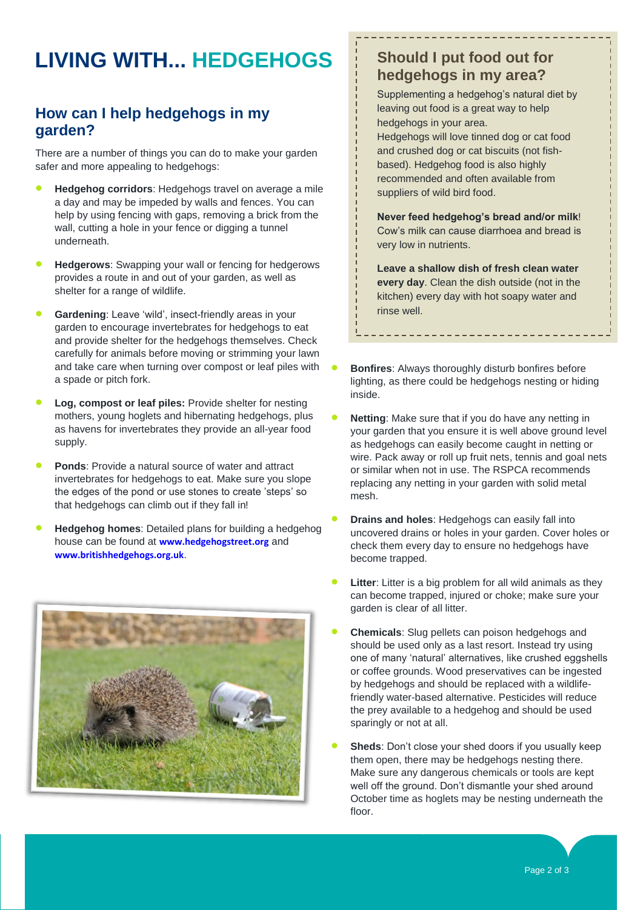# LIVING WITH... HEDGEHOGS

## How can I help hedgehogs in my garden?

There are a number of things you can do to make your garden safer and more appealing to hedgehogs:

- **Hedgehog corridors**: Hedgehogs travel on average a mile a day and may be impeded by walls and fences. You can help by using fencing with gaps, removing a brick from the wall, cutting a hole in your fence or digging a tunnel underneath.
- **Hedgerows**: Swapping your wall or fencing for hedgerows provides a route in and out of your garden, as well as shelter for a range of wildlife.
- **Gardening**: Leave 'wild', insect-friendly areas in your garden to encourage invertebrates for hedgehogs to eat and provide shelter for the hedgehogs themselves. Check carefully for animals before moving or strimming your lawn and take care when turning over compost or leaf piles with a spade or pitch fork.
- **Log, compost or leaf piles:** Provide shelter for nesting mothers, young hoglets and hibernating hedgehogs, plus as havens for invertebrates they provide an all-year food supply.
- **Ponds**: Provide a natural source of water and attract invertebrates for hedgehogs to eat. Make sure you slope the edges of the pond or use stones to create 'steps' so that hedgehogs can climb out if they fall in!
- **Hedgehog homes**: Detailed plans for building a hedgehog house can be found at **www.hedgehogstreet.org** and **www.britishhedgehogs.org.uk**.

## Should I put food out for hedgehogs in my area?

Supplementing a hedgehog's natural diet by leaving out food is a great way to help hedgehogs in your area.
Hedgehogs will love tinned dog or cat food and crushed dog or cat biscuits (not fish-based). Hedgehog food is also highly recommended and often available from suppliers of wild bird food.

**Never feed hedgehog's bread and/or milk**! Cow's milk can cause diarrhoea and bread is very low in nutrients.

**Leave a shallow dish of fresh clean water every day**. Clean the dish outside (not in the kitchen) every day with hot soapy water and rinse well.

- **Bonfires**: Always thoroughly disturb bonfires before lighting, as there could be hedgehogs nesting or hiding inside.
- **Netting**: Make sure that if you do have any netting in your garden that you ensure it is well above ground level as hedgehogs can easily become caught in netting or wire. Pack away or roll up fruit nets, tennis and goal nets or similar when not in use. The RSPCA recommends replacing any netting in your garden with solid metal mesh.
- **Drains and holes**: Hedgehogs can easily fall into uncovered drains or holes in your garden. Cover holes or check them every day to ensure no hedgehogs have become trapped.
- **Litter**: Litter is a big problem for all wild animals as they can become trapped, injured or choke; make sure your garden is clear of all litter.
- **Chemicals**: Slug pellets can poison hedgehogs and should be used only as a last resort. Instead try using one of many 'natural' alternatives, like crushed eggshells or coffee grounds. Wood preservatives can be ingested by hedgehogs and should be replaced with a wildlife-friendly water-based alternative. Pesticides will reduce the prey available to a hedgehog and should be used sparingly or not at all.
- **Sheds**: Don't close your shed doors if you usually keep them open, there may be hedgehogs nesting there. Make sure any dangerous chemicals or tools are kept well off the ground. Don't dismantle your shed around October time as hoglets may be nesting underneath the floor.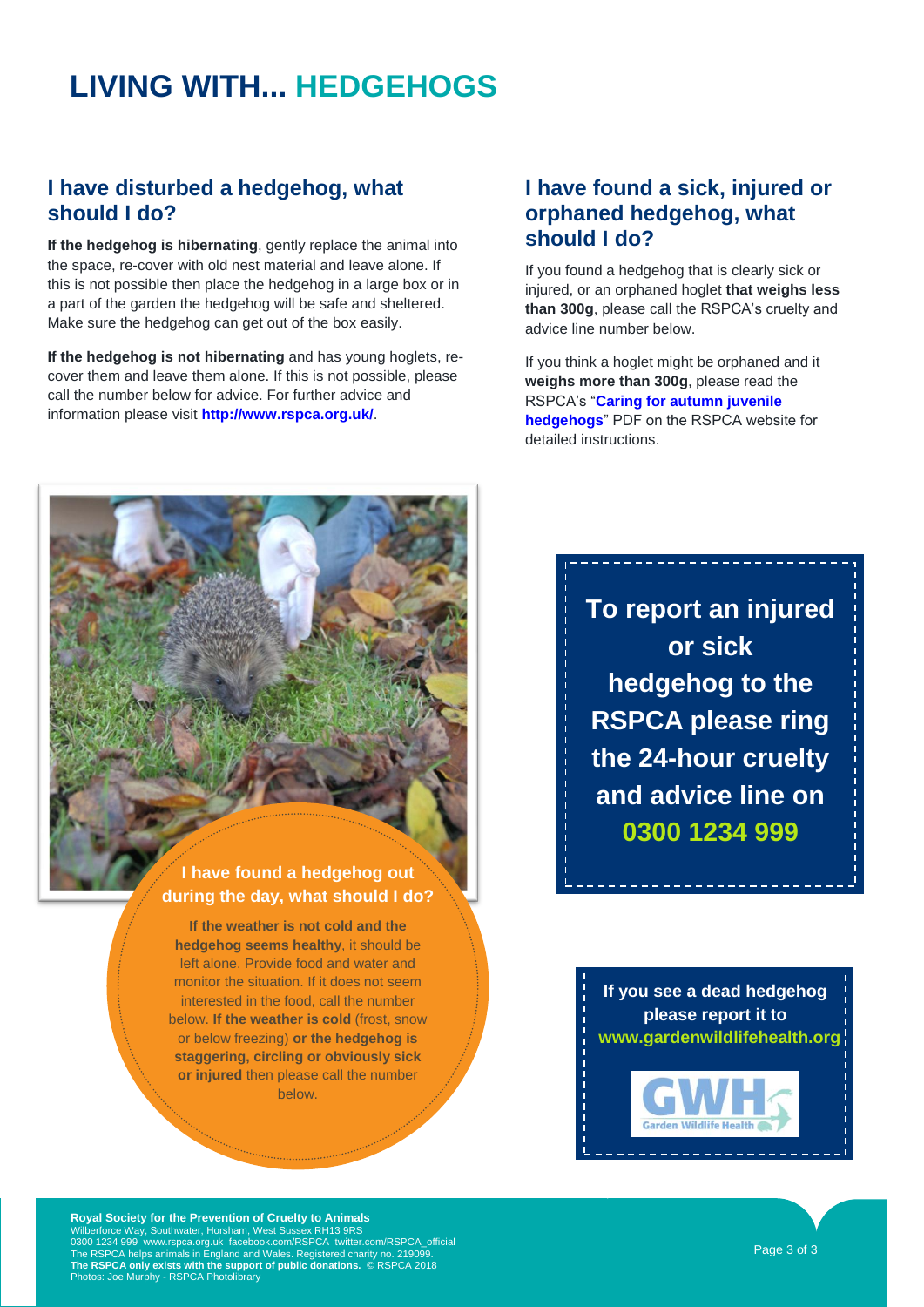# LIVING WITH... HEDGEHOGS

## I have disturbed a hedgehog, what should I do?

**If the hedgehog is hibernating**, gently replace the animal into the space, re-cover with old nest material and leave alone. If this is not possible then place the hedgehog in a large box or in a part of the garden the hedgehog will be safe and sheltered. Make sure the hedgehog can get out of the box easily.

**If the hedgehog is not hibernating** and has young hoglets, re-cover them and leave them alone. If this is not possible, please call the number below for advice. For further advice and information please visit **http://www.rspca.org.uk/**.

## I have found a sick, injured or orphaned hedgehog, what should I do?

If you found a hedgehog that is clearly sick or injured, or an orphaned hoglet **that weighs less than 300g**, please call the RSPCA's cruelty and advice line number below.

If you think a hoglet might be orphaned and it **weighs more than 300g**, please read the RSPCA's "**Caring for autumn juvenile hedgehogs**" PDF on the RSPCA website for detailed instructions.

## I have found a hedgehog out during the day, what should I do?

**If the weather is not cold and the hedgehog seems healthy**, it should be left alone. Provide food and water and monitor the situation. If it does not seem interested in the food, call the number below. **If the weather is cold** (frost, snow or below freezing) **or the hedgehog is staggering, circling or obviously sick or injured** then please call the number below.

**To report an injured or sick hedgehog to the RSPCA please ring the 24-hour cruelty and advice line on 0300 1234 999**

**If you see a dead hedgehog please report it to www.gardenwildlifehealth.org**

GWH Garden Wildlife Health

**Royal Society for the Prevention of Cruelty to Animals**
Wilberforce Way, Southwater, Horsham, West Sussex RH13 9RS
0300 1234 999 www.rspca.org.uk facebook.com/RSPCA twitter.com/RSPCA_official
The RSPCA helps animals in England and Wales. Registered charity no. 219099.
**The RSPCA only exists with the support of public donations.** © RSPCA 2018
Photos: Joe Murphy - RSPCA Photolibrary